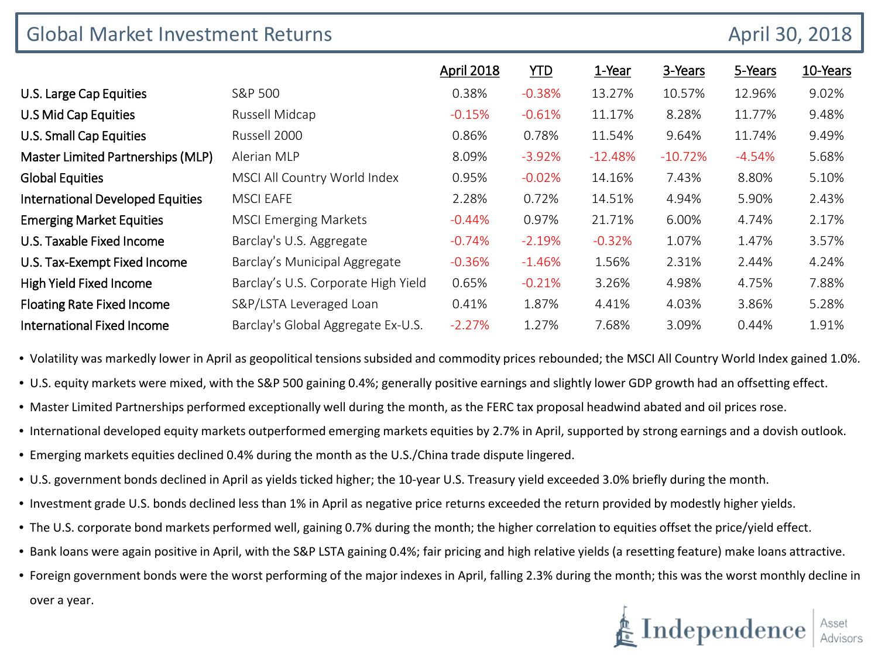# Global Market Investment Returns

April 30, 2018

| | | April 2018 | YTD | 1-Year | 3-Years | 5-Years | 10-Years |
|---|---|---|---|---|---|---|---|
| U.S. Large Cap Equities | S&P 500 | 0.38% | -0.38% | 13.27% | 10.57% | 12.96% | 9.02% |
| U.S Mid Cap Equities | Russell Midcap | -0.15% | -0.61% | 11.17% | 8.28% | 11.77% | 9.48% |
| U.S. Small Cap Equities | Russell 2000 | 0.86% | 0.78% | 11.54% | 9.64% | 11.74% | 9.49% |
| Master Limited Partnerships (MLP) | Alerian MLP | 8.09% | -3.92% | -12.48% | -10.72% | -4.54% | 5.68% |
| Global Equities | MSCI All Country World Index | 0.95% | -0.02% | 14.16% | 7.43% | 8.80% | 5.10% |
| International Developed Equities | MSCI EAFE | 2.28% | 0.72% | 14.51% | 4.94% | 5.90% | 2.43% |
| Emerging Market Equities | MSCI Emerging Markets | -0.44% | 0.97% | 21.71% | 6.00% | 4.74% | 2.17% |
| U.S. Taxable Fixed Income | Barclay's U.S. Aggregate | -0.74% | -2.19% | -0.32% | 1.07% | 1.47% | 3.57% |
| U.S. Tax-Exempt Fixed Income | Barclay's Municipal Aggregate | -0.36% | -1.46% | 1.56% | 2.31% | 2.44% | 4.24% |
| High Yield Fixed Income | Barclay's U.S. Corporate High Yield | 0.65% | -0.21% | 3.26% | 4.98% | 4.75% | 7.88% |
| Floating Rate Fixed Income | S&P/LSTA Leveraged Loan | 0.41% | 1.87% | 4.41% | 4.03% | 3.86% | 5.28% |
| International Fixed Income | Barclay's Global Aggregate Ex-U.S. | -2.27% | 1.27% | 7.68% | 3.09% | 0.44% | 1.91% |

- Volatility was markedly lower in April as geopolitical tensions subsided and commodity prices rebounded; the MSCI All Country World Index gained 1.0%.
- U.S. equity markets were mixed, with the S&P 500 gaining 0.4%; generally positive earnings and slightly lower GDP growth had an offsetting effect.
- Master Limited Partnerships performed exceptionally well during the month, as the FERC tax proposal headwind abated and oil prices rose.
- International developed equity markets outperformed emerging markets equities by 2.7% in April, supported by strong earnings and a dovish outlook.
- Emerging markets equities declined 0.4% during the month as the U.S./China trade dispute lingered.
- U.S. government bonds declined in April as yields ticked higher; the 10-year U.S. Treasury yield exceeded 3.0% briefly during the month.
- Investment grade U.S. bonds declined less than 1% in April as negative price returns exceeded the return provided by modestly higher yields.
- The U.S. corporate bond markets performed well, gaining 0.7% during the month; the higher correlation to equities offset the price/yield effect.
- Bank loans were again positive in April, with the S&P LSTA gaining 0.4%; fair pricing and high relative yields (a resetting feature) make loans attractive.
- Foreign government bonds were the worst performing of the major indexes in April, falling 2.3% during the month; this was the worst monthly decline in over a year.

Independence Asset Advisors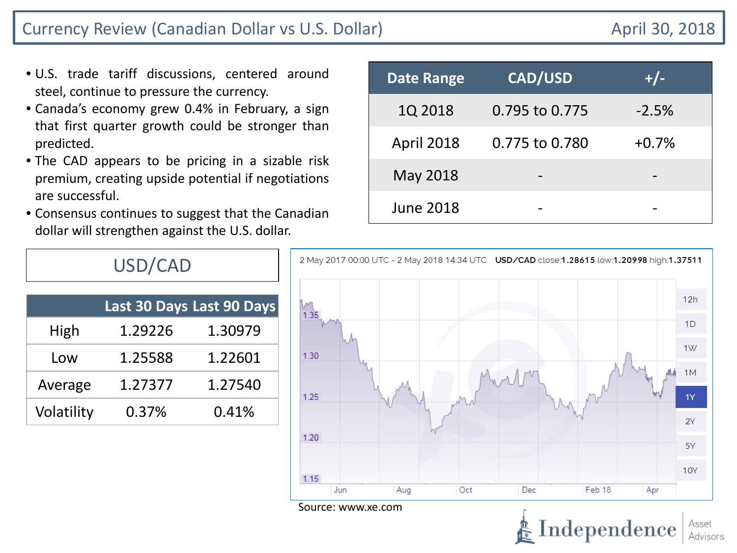# Currency Review (Canadian Dollar vs U.S. Dollar)

April 30, 2018

- U.S. trade tariff discussions, centered around steel, continue to pressure the currency.
- Canada's economy grew 0.4% in February, a sign that first quarter growth could be stronger than predicted.
- The CAD appears to be pricing in a sizable risk premium, creating upside potential if negotiations are successful.
- Consensus continues to suggest that the Canadian dollar will strengthen against the U.S. dollar.

| Date Range | CAD/USD | +/- |
|---|---|---|
| 1Q 2018 | 0.795 to 0.775 | -2.5% |
| April 2018 | 0.775 to 0.780 | +0.7% |
| May 2018 | - | - |
| June 2018 | - | - |

## USD/CAD

| | Last 30 Days | Last 90 Days |
|---|---|---|
| High | 1.29226 | 1.30979 |
| Low | 1.25588 | 1.22601 |
| Average | 1.27377 | 1.27540 |
| Volatility | 0.37% | 0.41% |

2 May 2017 00:00 UTC - 2 May 2018 14:34 UTC USD/CAD close:1.28615 low:1.20998 high:1.37511

1.35
1.30
1.25
1.20
1.15

Jun Aug Oct Dec Feb 18 Apr

12h 1D 1W 1M 1Y 2Y 5Y 10Y

Source: www.xe.com